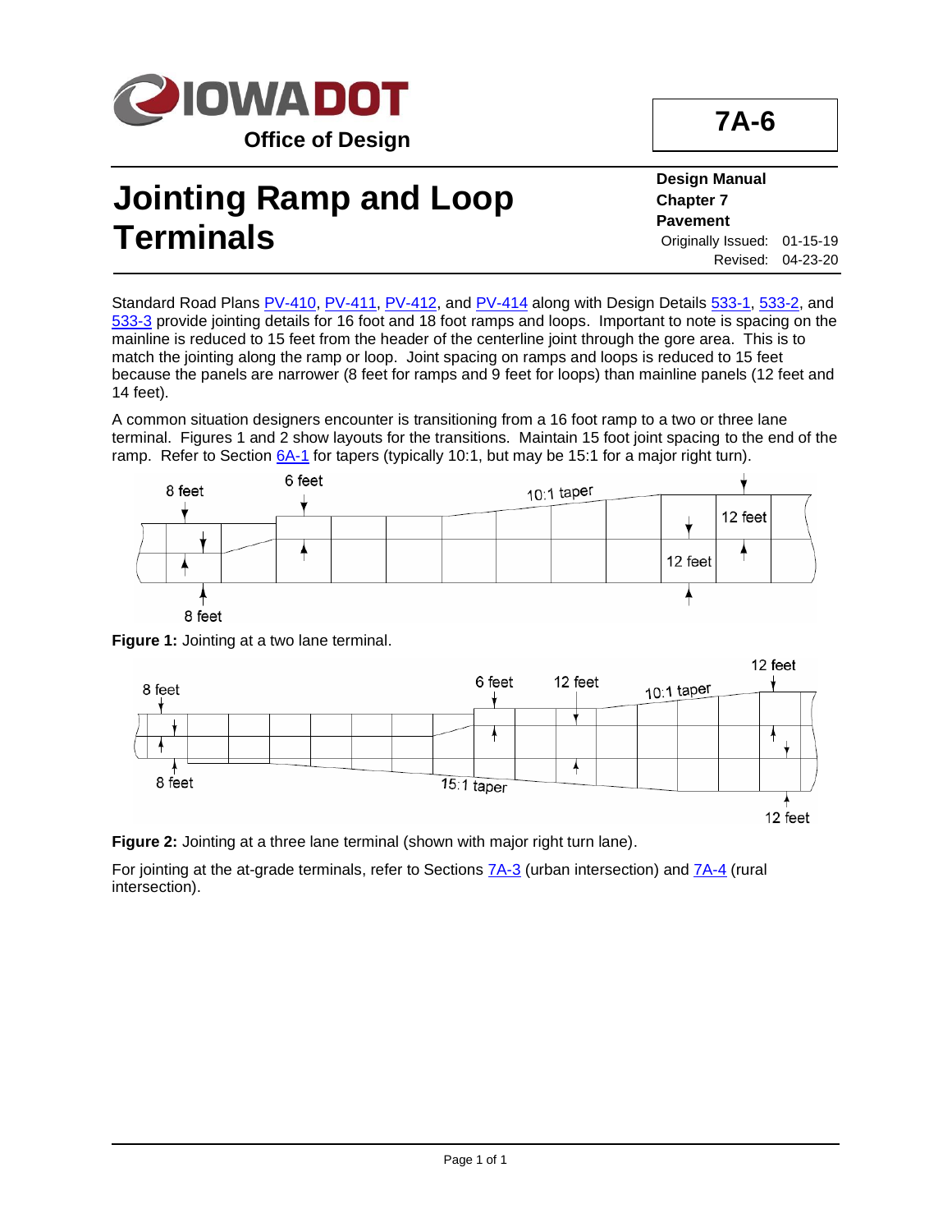**7A-6**

# Jointing Ramp and Loop Terminals

**Design Manual**
**Chapter 7**
**Pavement**
Originally Issued: 01-15-19
Revised: 04-23-20

Standard Road Plans PV-410, PV-411, PV-412, and PV-414 along with Design Details 533-1, 533-2, and 533-3 provide jointing details for 16 foot and 18 foot ramps and loops. Important to note is spacing on the mainline is reduced to 15 feet from the header of the centerline joint through the gore area. This is to match the jointing along the ramp or loop. Joint spacing on ramps and loops is reduced to 15 feet because the panels are narrower (8 feet for ramps and 9 feet for loops) than mainline panels (12 feet and 14 feet).

A common situation designers encounter is transitioning from a 16 foot ramp to a two or three lane terminal. Figures 1 and 2 show layouts for the transitions. Maintain 15 foot joint spacing to the end of the ramp. Refer to Section 6A-1 for tapers (typically 10:1, but may be 15:1 for a major right turn).

8 feet | 6 feet | 10:1 taper | 12 feet | 12 feet | 8 feet

**Figure 1:** Jointing at a two lane terminal.

8 feet | 6 feet | 12 feet | 10:1 taper | 12 feet | 8 feet | 15:1 taper | 12 feet

**Figure 2:** Jointing at a three lane terminal (shown with major right turn lane).

For jointing at the at-grade terminals, refer to Sections 7A-3 (urban intersection) and 7A-4 (rural intersection).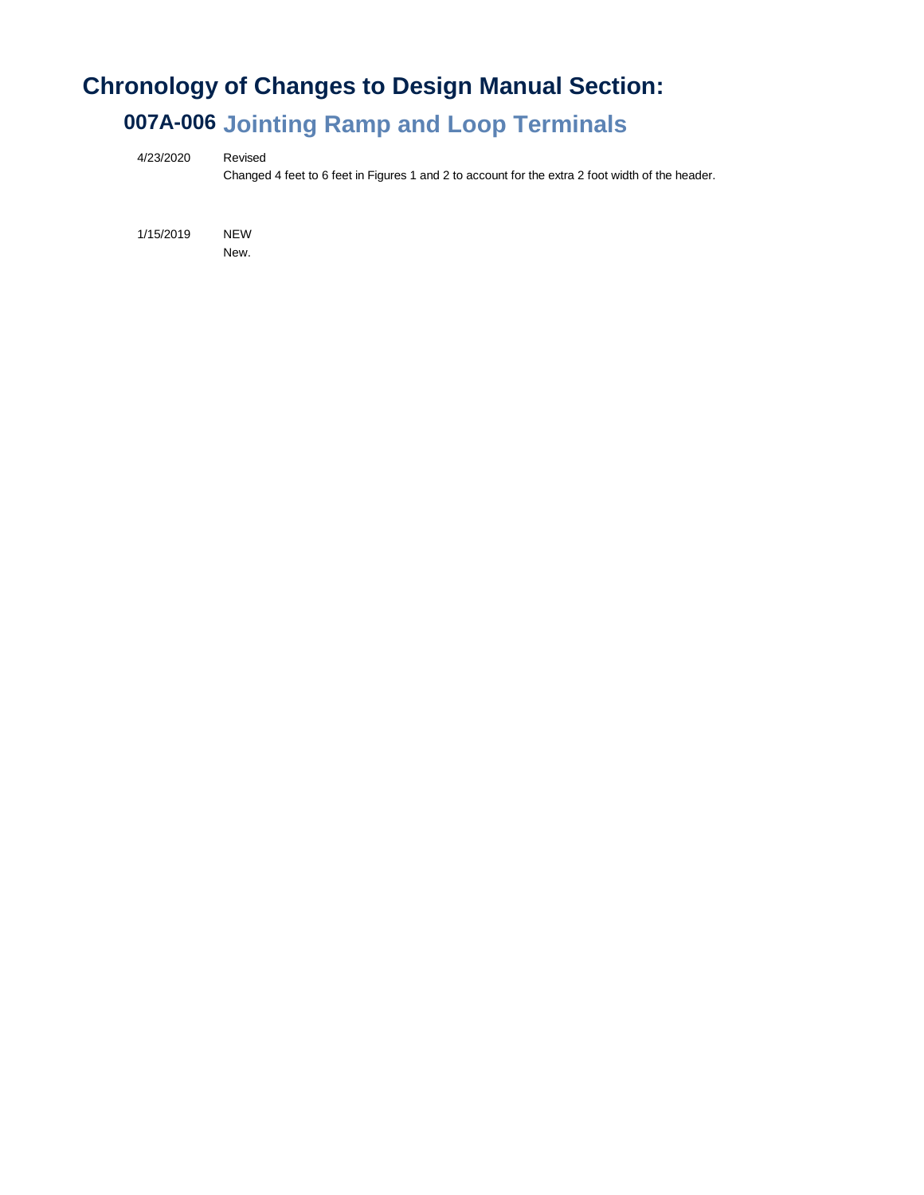# Chronology of Changes to Design Manual Section:

## 007A-006 Jointing Ramp and Loop Terminals

4/23/2020 Revised

Changed 4 feet to 6 feet in Figures 1 and 2 to account for the extra 2 foot width of the header.

1/15/2019 NEW

New.